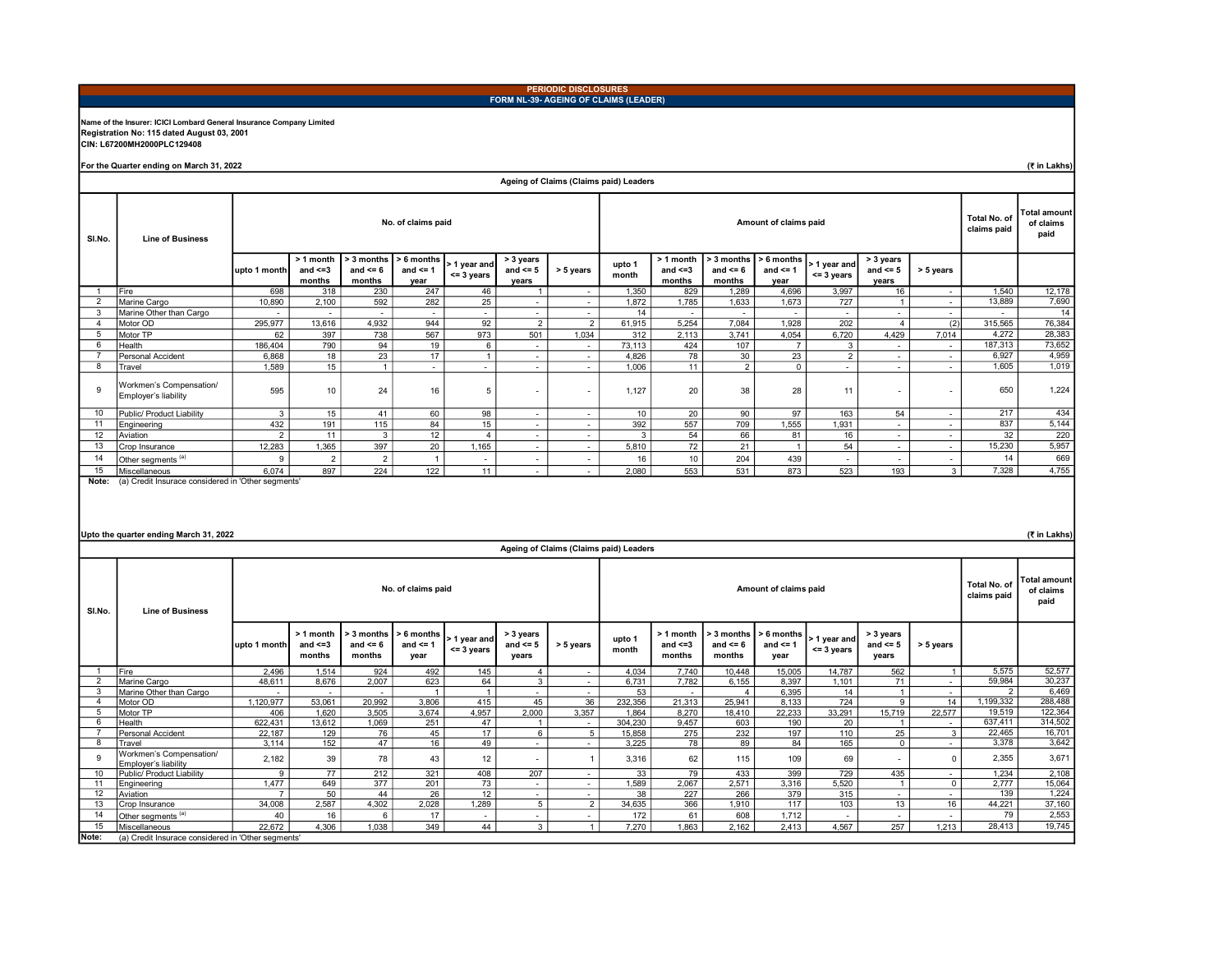**PERIODIC DISCLOSURES**

**FORM NL-39- AGEING OF CLAIMS (LEADER)**

**Name of the Insurer: ICICI Lombard General Insurance Company Limited**
**Registration No: 115 dated August 03, 2001**
**CIN: L67200MH2000PLC129408**

**For the Quarter ending on March 31, 2022** (₹ in Lakhs)

**Ageing of Claims (Claims paid) Leaders**

| Sl.No. | Line of Business | No. of claims paid | | | | | | | Amount of claims paid | | | | | | | Total No. of claims paid | Total amount of claims paid |
|---|---|---|---|---|---|---|---|---|---|---|---|---|---|---|---|---|---|
| | | upto 1 month | > 1 month and <=3 months | > 3 months and <= 6 months | > 6 months and <= 1 year | > 1 year and <= 3 years | > 3 years and <= 5 years | > 5 years | upto 1 month | > 1 month and <=3 months | > 3 months and <= 6 months | > 6 months and <= 1 year | > 1 year and <= 3 years | > 3 years and <= 5 years | > 5 years | | |
| 1 | Fire | 698 | 318 | 230 | 247 | 46 | 1 | - | 1,350 | 829 | 1,289 | 4,696 | 3,997 | 16 | - | 1,540 | 12,178 |
| 2 | Marine Cargo | 10,890 | 2,100 | 592 | 282 | 25 | - | - | 1,872 | 1,785 | 1,633 | 1,673 | 727 | 1 | - | 13,889 | 7,690 |
| 3 | Marine Other than Cargo | - | - | - | - | - | - | - | 14 | - | - | - | - | - | - | - | 14 |
| 4 | Motor OD | 295,977 | 13,616 | 4,932 | 944 | 92 | 2 | 2 | 61,915 | 5,254 | 7,084 | 1,928 | 202 | 4 | (2) | 315,565 | 76,384 |
| 5 | Motor TP | 62 | 397 | 738 | 567 | 973 | 501 | 1,034 | 312 | 2,113 | 3,741 | 4,054 | 6,720 | 4,429 | 7,014 | 4,272 | 28,383 |
| 6 | Health | 186,404 | 790 | 94 | 19 | 6 | - | - | 73,113 | 424 | 107 | 7 | 3 | - | - | 187,313 | 73,652 |
| 7 | Personal Accident | 6,868 | 18 | 23 | 17 | 1 | - | - | 4,826 | 78 | 30 | 23 | 2 | - | - | 6,927 | 4,959 |
| 8 | Travel | 1,589 | 15 | 1 | - | - | - | - | 1,006 | 11 | 2 | 0 | - | - | - | 1,605 | 1,019 |
| 9 | Workmen's Compensation/ Employer's liability | 595 | 10 | 24 | 16 | 5 | - | - | 1,127 | 20 | 38 | 28 | 11 | - | - | 650 | 1,224 |
| 10 | Public/ Product Liability | 3 | 15 | 41 | 60 | 98 | - | - | 10 | 20 | 90 | 97 | 163 | 54 | - | 217 | 434 |
| 11 | Engineering | 432 | 191 | 115 | 84 | 15 | - | - | 392 | 557 | 709 | 1,555 | 1,931 | - | - | 837 | 5,144 |
| 12 | Aviation | 2 | 11 | 3 | 12 | 4 | - | - | 3 | 54 | 66 | 81 | 16 | - | - | 32 | 220 |
| 13 | Crop Insurance | 12,283 | 1,365 | 397 | 20 | 1,165 | - | - | 5,810 | 72 | 21 | 1 | 54 | - | - | 15,230 | 5,957 |
| 14 | Other segments [a] | 9 | 2 | 2 | 1 | - | - | - | 16 | 10 | 204 | 439 | - | - | - | 14 | 669 |
| 15 | Miscellaneous | 6,074 | 897 | 224 | 122 | 11 | - | - | 2,080 | 553 | 531 | 873 | 523 | 193 | 3 | 7,328 | 4,755 |

**Note:** (a) Credit Insurace considered in 'Other segments'

**Upto the quarter ending March 31, 2022** (₹ in Lakhs)

**Ageing of Claims (Claims paid) Leaders**

| Sl.No. | Line of Business | No. of claims paid | | | | | | | Amount of claims paid | | | | | | | Total No. of claims paid | Total amount of claims paid |
|---|---|---|---|---|---|---|---|---|---|---|---|---|---|---|---|---|---|
| | | upto 1 month | > 1 month and <=3 months | > 3 months and <= 6 months | > 6 months and <= 1 year | > 1 year and <= 3 years | > 3 years and <= 5 years | > 5 years | upto 1 month | > 1 month and <=3 months | > 3 months and <= 6 months | > 6 months and <= 1 year | > 1 year and <= 3 years | > 3 years and <= 5 years | > 5 years | | |
| 1 | Fire | 2,496 | 1,514 | 924 | 492 | 145 | 4 | - | 4,034 | 7,740 | 10,448 | 15,005 | 14,787 | 562 | 1 | 5,575 | 52,577 |
| 2 | Marine Cargo | 48,611 | 8,676 | 2,007 | 623 | 64 | 3 | - | 6,731 | 7,782 | 6,155 | 8,397 | 1,101 | 71 | - | 59,984 | 30,237 |
| 3 | Marine Other than Cargo | - | - | - | 1 | 1 | - | - | 53 | - | 4 | 6,395 | 14 | 1 | - | 2 | 6,469 |
| 4 | Motor OD | 1,120,977 | 53,061 | 20,992 | 3,806 | 415 | 45 | 36 | 232,356 | 21,313 | 25,941 | 8,133 | 724 | 9 | 14 | 1,199,332 | 288,488 |
| 5 | Motor TP | 406 | 1,620 | 3,505 | 3,674 | 4,957 | 2,000 | 3,357 | 1,864 | 8,270 | 18,410 | 22,233 | 33,291 | 15,719 | 22,577 | 19,519 | 122,364 |
| 6 | Health | 622,431 | 13,612 | 1,069 | 251 | 47 | 1 | - | 304,230 | 9,457 | 603 | 190 | 20 | 1 | - | 637,411 | 314,502 |
| 7 | Personal Accident | 22,187 | 129 | 76 | 45 | 17 | 6 | 5 | 15,858 | 275 | 232 | 197 | 110 | 25 | 3 | 22,465 | 16,701 |
| 8 | Travel | 3,114 | 152 | 47 | 16 | 49 | - | - | 3,225 | 78 | 89 | 84 | 165 | 0 | - | 3,378 | 3,642 |
| 9 | Workmen's Compensation/ Employer's liability | 2,182 | 39 | 78 | 43 | 12 | - | 1 | 3,316 | 62 | 115 | 109 | 69 | - | 0 | 2,355 | 3,671 |
| 10 | Public/ Product Liability | 9 | 77 | 212 | 321 | 408 | 207 | - | 33 | 79 | 433 | 399 | 729 | 435 | - | 1,234 | 2,108 |
| 11 | Engineering | 1,477 | 649 | 377 | 201 | 73 | - | - | 1,589 | 2,067 | 2,571 | 3,316 | 5,520 | 1 | 0 | 2,777 | 15,064 |
| 12 | Aviation | 7 | 50 | 44 | 26 | 12 | - | - | 38 | 227 | 266 | 379 | 315 | - | - | 139 | 1,224 |
| 13 | Crop Insurance | 34,008 | 2,587 | 4,302 | 2,028 | 1,289 | 5 | 2 | 34,635 | 366 | 1,910 | 117 | 103 | 13 | 16 | 44,221 | 37,160 |
| 14 | Other segments [a] | 40 | 16 | 6 | 17 | - | - | - | 172 | 61 | 608 | 1,712 | - | - | - | 79 | 2,553 |
| 15 | Miscellaneous | 22,672 | 4,306 | 1,038 | 349 | 44 | 3 | 1 | 7,270 | 1,863 | 2,162 | 2,413 | 4,567 | 257 | 1,213 | 28,413 | 19,745 |

**Note:** (a) Credit Insurace considered in 'Other segments'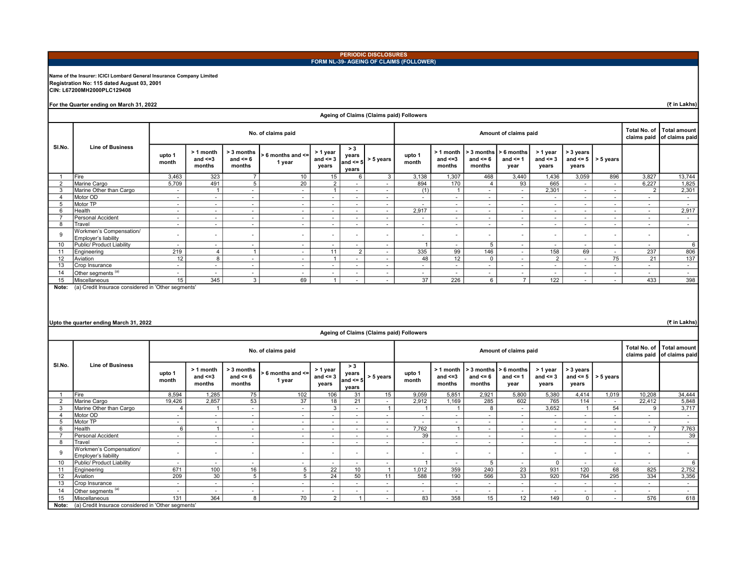**PERIODIC DISCLOSURES**

**FORM NL-39- AGEING OF CLAIMS (FOLLOWER)**

**Name of the Insurer: ICICI Lombard General Insurance Company Limited**
**Registration No: 115 dated August 03, 2001**
**CIN: L67200MH2000PLC129408**

**For the Quarter ending on March 31, 2022** (₹ in Lakhs)

**Ageing of Claims (Claims paid) Followers**

| Sl.No. | Line of Business | No. of claims paid | | | | | | | Amount of claims paid | | | | | | | Total No. of claims paid | Total amount of claims paid |
|---|---|---|---|---|---|---|---|---|---|---|---|---|---|---|---|---|---|
| | | upto 1 month | > 1 month and <=3 months | > 3 months and <= 6 months | > 6 months and <= 1 year | > 1 year and <= 3 years | > 3 years and <= 5 years | > 5 years | upto 1 month | > 1 month and <=3 months | > 3 months and <= 6 months | > 6 months and <= 1 year | > 1 year and <= 3 years | > 3 years and <= 5 years | > 5 years | | |
| 1 | Fire | 3,463 | 323 | 7 | 10 | 15 | 6 | 3 | 3,138 | 1,307 | 468 | 3,440 | 1,436 | 3,059 | 896 | 3,827 | 13,744 |
| 2 | Marine Cargo | 5,709 | 491 | 5 | 20 | 2 | - | - | 894 | 170 | 4 | 93 | 665 | - | - | 6,227 | 1,825 |
| 3 | Marine Other than Cargo | - | 1 | - | - | 1 | - | - | (1) | 1 | - | - | 2,301 | - | - | 2 | 2,301 |
| 4 | Motor OD | - | - | - | - | - | - | - | - | - | - | - | - | - | - | - | - |
| 5 | Motor TP | - | - | - | - | - | - | - | - | - | - | - | - | - | - | - | - |
| 6 | Health | - | - | - | - | - | - | - | 2,917 | - | - | - | - | - | - | - | 2,917 |
| 7 | Personal Accident | - | - | - | - | - | - | - | - | - | - | - | - | - | - | - | - |
| 8 | Travel | - | - | - | - | - | - | - | - | - | - | - | - | - | - | - | - |
| 9 | Workmen's Compensation/ Employer's liability | - | - | - | - | - | - | - | - | - | - | - | - | - | - | - | - |
| 10 | Public/ Product Liability | - | - | - | - | - | - | - | 1 | - | 5 | - | - | - | - | - | 6 |
| 11 | Engineering | 219 | 4 | 1 | - | 11 | 2 | - | 335 | 99 | 146 | - | 158 | 69 | - | 237 | 806 |
| 12 | Aviation | 12 | 8 | - | - | 1 | - | - | 48 | 12 | 0 | - | 2 | - | 75 | 21 | 137 |
| 13 | Crop Insurance | - | - | - | - | - | - | - | - | - | - | - | - | - | - | - | - |
| 14 | Other segments [(a)] | - | - | - | - | - | - | - | - | - | - | - | - | - | - | - | - |
| 15 | Miscellaneous | 15 | 345 | 3 | 69 | 1 | - | - | 37 | 226 | 6 | 7 | 122 | - | - | 433 | 398 |

**Note:** (a) Credit Insurace considered in 'Other segments'

**Upto the quarter ending March 31, 2022** (₹ in Lakhs)

**Ageing of Claims (Claims paid) Followers**

| Sl.No. | Line of Business | No. of claims paid | | | | | | | Amount of claims paid | | | | | | | Total No. of claims paid | Total amount of claims paid |
|---|---|---|---|---|---|---|---|---|---|---|---|---|---|---|---|---|---|
| | | upto 1 month | > 1 month and <=3 months | > 3 months and <= 6 months | > 6 months and <= 1 year | > 1 year and <= 3 years | > 3 years and <= 5 years | > 5 years | upto 1 month | > 1 month and <=3 months | > 3 months and <= 6 months | > 6 months and <= 1 year | > 1 year and <= 3 years | > 3 years and <= 5 years | > 5 years | | |
| 1 | Fire | 8,594 | 1,285 | 75 | 102 | 106 | 31 | 15 | 9,059 | 5,851 | 2,921 | 5,800 | 5,380 | 4,414 | 1,019 | 10,208 | 34,444 |
| 2 | Marine Cargo | 19,426 | 2,857 | 53 | 37 | 18 | 21 | - | 2,912 | 1,169 | 285 | 602 | 765 | 114 | - | 22,412 | 5,848 |
| 3 | Marine Other than Cargo | 4 | 1 | - | - | 3 | - | 1 | 1 | 1 | 8 | - | 3,652 | 1 | 54 | 9 | 3,717 |
| 4 | Motor OD | - | - | - | - | - | - | - | - | - | - | - | - | - | - | - | - |
| 5 | Motor TP | - | - | - | - | - | - | - | - | - | - | - | - | - | - | - | - |
| 6 | Health | 6 | 1 | - | - | - | - | - | 7,762 | 1 | - | - | - | - | - | 7 | 7,763 |
| 7 | Personal Accident | - | - | - | - | - | - | - | 39 | - | - | - | - | - | - | - | 39 |
| 8 | Travel | - | - | - | - | - | - | - | - | - | - | - | - | - | - | - | - |
| 9 | Workmen's Compensation/ Employer's liability | - | - | - | - | - | - | - | - | - | - | - | - | - | - | - | - |
| 10 | Public/ Product Liability | - | - | - | - | - | - | - | 1 | - | 5 | - | 0 | - | - | - | 6 |
| 11 | Engineering | 671 | 100 | 16 | 5 | 22 | 10 | 1 | 1,012 | 359 | 240 | 23 | 931 | 120 | 68 | 825 | 2,752 |
| 12 | Aviation | 209 | 30 | 5 | 5 | 24 | 50 | 11 | 588 | 190 | 566 | 33 | 920 | 764 | 295 | 334 | 3,356 |
| 13 | Crop Insurance | - | - | - | - | - | - | - | - | - | - | - | - | - | - | - | - |
| 14 | Other segments [(a)] | - | - | - | - | - | - | - | - | - | - | - | - | - | - | - | - |
| 15 | Miscellaneous | 131 | 364 | 8 | 70 | 2 | 1 | - | 83 | 358 | 15 | 12 | 149 | 0 | - | 576 | 618 |

**Note:** (a) Credit Insurace considered in 'Other segments'